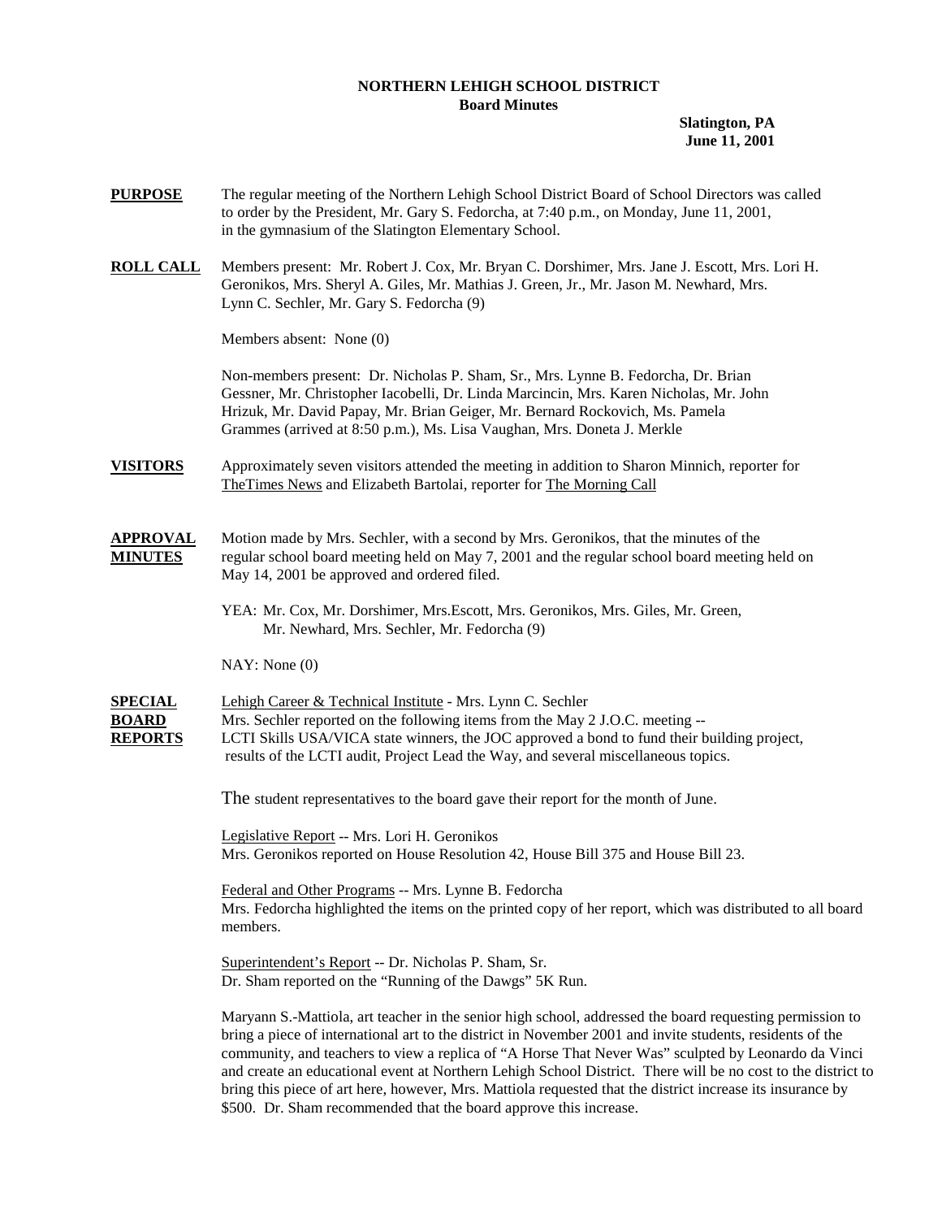**NORTHERN LEHIGH SCHOOL DISTRICT**
**Board Minutes**

**Slatington, PA**
**June 11, 2001**

**PURPOSE** The regular meeting of the Northern Lehigh School District Board of School Directors was called to order by the President, Mr. Gary S. Fedorcha, at 7:40 p.m., on Monday, June 11, 2001, in the gymnasium of the Slatington Elementary School.

**ROLL CALL** Members present: Mr. Robert J. Cox, Mr. Bryan C. Dorshimer, Mrs. Jane J. Escott, Mrs. Lori H. Geronikos, Mrs. Sheryl A. Giles, Mr. Mathias J. Green, Jr., Mr. Jason M. Newhard, Mrs. Lynn C. Sechler, Mr. Gary S. Fedorcha (9)

Members absent: None (0)

Non-members present: Dr. Nicholas P. Sham, Sr., Mrs. Lynne B. Fedorcha, Dr. Brian Gessner, Mr. Christopher Iacobelli, Dr. Linda Marcincin, Mrs. Karen Nicholas, Mr. John Hrizuk, Mr. David Papay, Mr. Brian Geiger, Mr. Bernard Rockovich, Ms. Pamela Grammes (arrived at 8:50 p.m.), Ms. Lisa Vaughan, Mrs. Doneta J. Merkle

**VISITORS** Approximately seven visitors attended the meeting in addition to Sharon Minnich, reporter for TheTimes News and Elizabeth Bartolai, reporter for The Morning Call

**APPROVAL MINUTES** Motion made by Mrs. Sechler, with a second by Mrs. Geronikos, that the minutes of the regular school board meeting held on May 7, 2001 and the regular school board meeting held on May 14, 2001 be approved and ordered filed.

YEA: Mr. Cox, Mr. Dorshimer, Mrs.Escott, Mrs. Geronikos, Mrs. Giles, Mr. Green, Mr. Newhard, Mrs. Sechler, Mr. Fedorcha (9)

NAY: None (0)

**SPECIAL BOARD REPORTS** Lehigh Career & Technical Institute - Mrs. Lynn C. Sechler
Mrs. Sechler reported on the following items from the May 2 J.O.C. meeting -- LCTI Skills USA/VICA state winners, the JOC approved a bond to fund their building project, results of the LCTI audit, Project Lead the Way, and several miscellaneous topics.

The student representatives to the board gave their report for the month of June.

Legislative Report -- Mrs. Lori H. Geronikos
Mrs. Geronikos reported on House Resolution 42, House Bill 375 and House Bill 23.

Federal and Other Programs -- Mrs. Lynne B. Fedorcha
Mrs. Fedorcha highlighted the items on the printed copy of her report, which was distributed to all board members.

Superintendent's Report -- Dr. Nicholas P. Sham, Sr.
Dr. Sham reported on the "Running of the Dawgs" 5K Run.

Maryann S.-Mattiola, art teacher in the senior high school, addressed the board requesting permission to bring a piece of international art to the district in November 2001 and invite students, residents of the community, and teachers to view a replica of "A Horse That Never Was" sculpted by Leonardo da Vinci and create an educational event at Northern Lehigh School District. There will be no cost to the district to bring this piece of art here, however, Mrs. Mattiola requested that the district increase its insurance by $500. Dr. Sham recommended that the board approve this increase.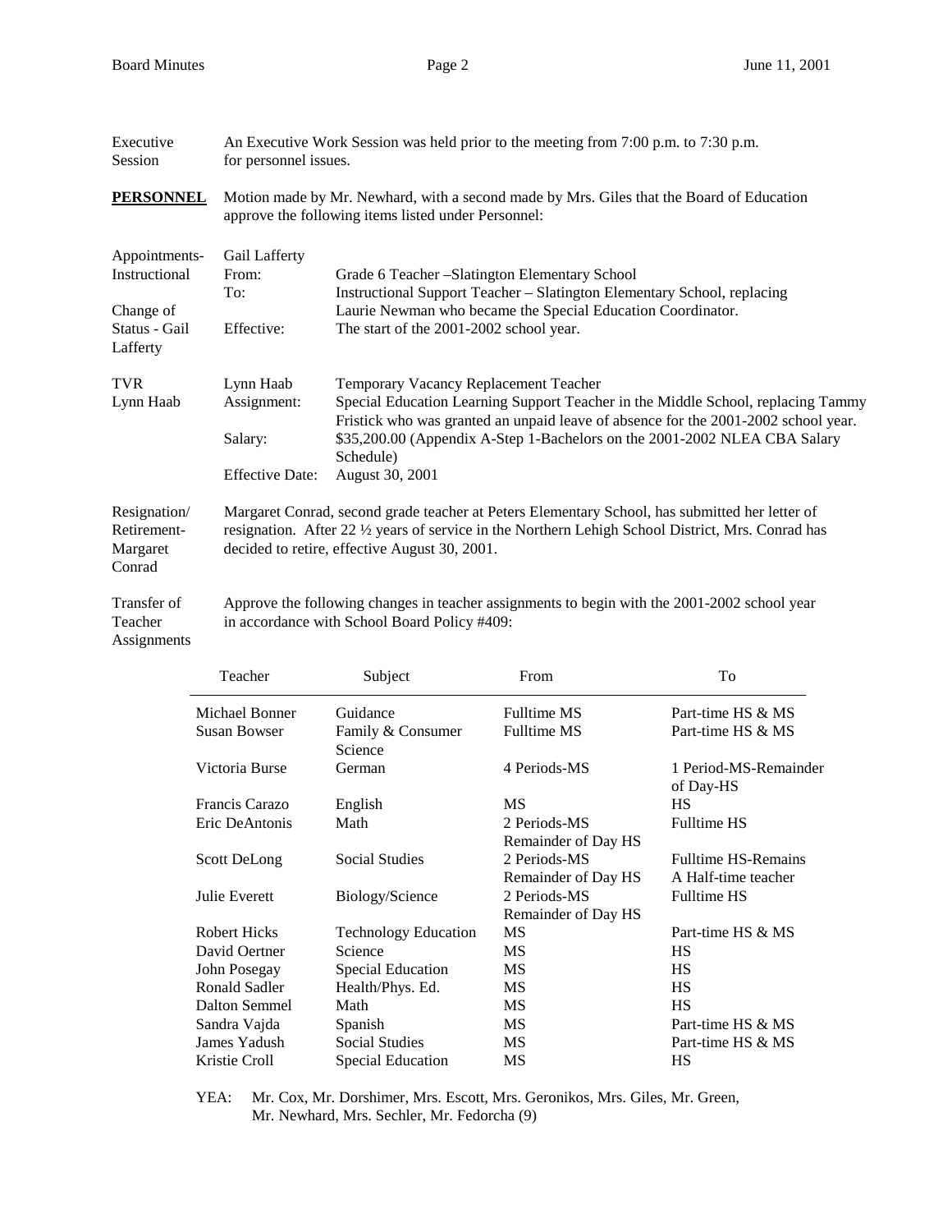Executive Session — An Executive Work Session was held prior to the meeting from 7:00 p.m. to 7:30 p.m. for personnel issues.

**PERSONNEL** — Motion made by Mr. Newhard, with a second made by Mrs. Giles that the Board of Education approve the following items listed under Personnel:

Appointments-Instructional

Change of Status - Gail Lafferty

Gail Lafferty
From: Grade 6 Teacher –Slatington Elementary School
To: Instructional Support Teacher – Slatington Elementary School, replacing Laurie Newman who became the Special Education Coordinator.
Effective: The start of the 2001-2002 school year.

TVR Lynn Haab

Lynn Haab — Temporary Vacancy Replacement Teacher
Assignment: Special Education Learning Support Teacher in the Middle School, replacing Tammy Fristick who was granted an unpaid leave of absence for the 2001-2002 school year.
Salary: $35,200.00 (Appendix A-Step 1-Bachelors on the 2001-2002 NLEA CBA Salary Schedule)
Effective Date: August 30, 2001

Resignation/ Retirement- Margaret Conrad

Margaret Conrad, second grade teacher at Peters Elementary School, has submitted her letter of resignation. After 22 ½ years of service in the Northern Lehigh School District, Mrs. Conrad has decided to retire, effective August 30, 2001.

Transfer of Teacher Assignments

Approve the following changes in teacher assignments to begin with the 2001-2002 school year in accordance with School Board Policy #409:

| Teacher | Subject | From | To |
|---|---|---|---|
| Michael Bonner | Guidance | Fulltime MS | Part-time HS & MS |
| Susan Bowser | Family & Consumer Science | Fulltime MS | Part-time HS & MS |
| Victoria Burse | German | 4 Periods-MS | 1 Period-MS-Remainder of Day-HS |
| Francis Carazo | English | MS | HS |
| Eric DeAntonis | Math | 2 Periods-MS Remainder of Day HS | Fulltime HS |
| Scott DeLong | Social Studies | 2 Periods-MS Remainder of Day HS | Fulltime HS-Remains A Half-time teacher |
| Julie Everett | Biology/Science | 2 Periods-MS Remainder of Day HS | Fulltime HS |
| Robert Hicks | Technology Education | MS | Part-time HS & MS |
| David Oertner | Science | MS | HS |
| John Posegay | Special Education | MS | HS |
| Ronald Sadler | Health/Phys. Ed. | MS | HS |
| Dalton Semmel | Math | MS | HS |
| Sandra Vajda | Spanish | MS | Part-time HS & MS |
| James Yadush | Social Studies | MS | Part-time HS & MS |
| Kristie Croll | Special Education | MS | HS |

YEA: Mr. Cox, Mr. Dorshimer, Mrs. Escott, Mrs. Geronikos, Mrs. Giles, Mr. Green, Mr. Newhard, Mrs. Sechler, Mr. Fedorcha (9)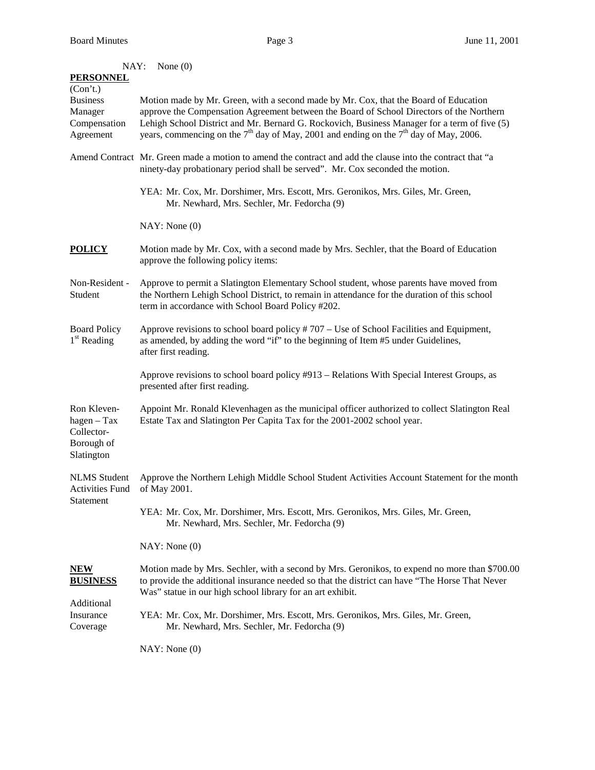NAY: None (0)

**PERSONNEL** (Con't.)

Business Manager Compensation Agreement

Motion made by Mr. Green, with a second made by Mr. Cox, that the Board of Education approve the Compensation Agreement between the Board of School Directors of the Northern Lehigh School District and Mr. Bernard G. Rockovich, Business Manager for a term of five (5) years, commencing on the 7th day of May, 2001 and ending on the 7th day of May, 2006.

Amend Contract

Mr. Green made a motion to amend the contract and add the clause into the contract that "a ninety-day probationary period shall be served". Mr. Cox seconded the motion.

YEA: Mr. Cox, Mr. Dorshimer, Mrs. Escott, Mrs. Geronikos, Mrs. Giles, Mr. Green, Mr. Newhard, Mrs. Sechler, Mr. Fedorcha (9)

NAY: None (0)

**POLICY**

Motion made by Mr. Cox, with a second made by Mrs. Sechler, that the Board of Education approve the following policy items:

Non-Resident - Student

Approve to permit a Slatington Elementary School student, whose parents have moved from the Northern Lehigh School District, to remain in attendance for the duration of this school term in accordance with School Board Policy #202.

Board Policy 1st Reading

Approve revisions to school board policy # 707 – Use of School Facilities and Equipment, as amended, by adding the word "if" to the beginning of Item #5 under Guidelines, after first reading.

Approve revisions to school board policy #913 – Relations With Special Interest Groups, as presented after first reading.

Ron Klevenhagen – Tax Collector- Borough of Slatington

Appoint Mr. Ronald Klevenhagen as the municipal officer authorized to collect Slatington Real Estate Tax and Slatington Per Capita Tax for the 2001-2002 school year.

NLMS Student Activities Fund Statement

Approve the Northern Lehigh Middle School Student Activities Account Statement for the month of May 2001.

YEA: Mr. Cox, Mr. Dorshimer, Mrs. Escott, Mrs. Geronikos, Mrs. Giles, Mr. Green, Mr. Newhard, Mrs. Sechler, Mr. Fedorcha (9)

NAY: None (0)

**NEW BUSINESS**

Additional Insurance Coverage

Motion made by Mrs. Sechler, with a second by Mrs. Geronikos, to expend no more than $700.00 to provide the additional insurance needed so that the district can have "The Horse That Never Was" statue in our high school library for an art exhibit.

YEA: Mr. Cox, Mr. Dorshimer, Mrs. Escott, Mrs. Geronikos, Mrs. Giles, Mr. Green, Mr. Newhard, Mrs. Sechler, Mr. Fedorcha (9)

NAY: None (0)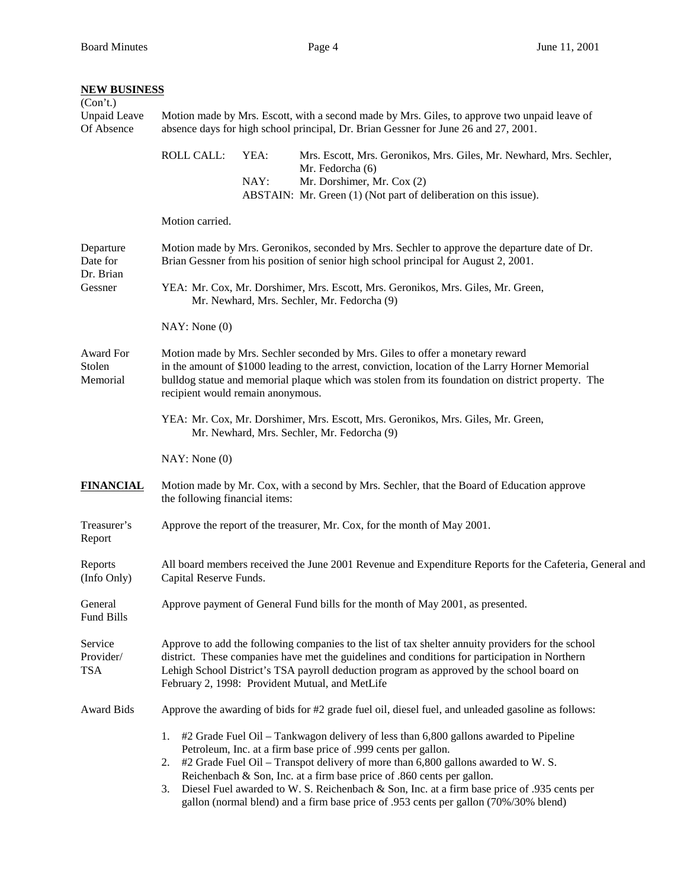**NEW BUSINESS**
(Con't.)

Unpaid Leave Of Absence

Motion made by Mrs. Escott, with a second made by Mrs. Giles, to approve two unpaid leave of absence days for high school principal, Dr. Brian Gessner for June 26 and 27, 2001.

ROLL CALL: YEA: Mrs. Escott, Mrs. Geronikos, Mrs. Giles, Mr. Newhard, Mrs. Sechler, Mr. Fedorcha (6)
NAY: Mr. Dorshimer, Mr. Cox (2)
ABSTAIN: Mr. Green (1) (Not part of deliberation on this issue).

Motion carried.

Departure Date for Dr. Brian Gessner

Motion made by Mrs. Geronikos, seconded by Mrs. Sechler to approve the departure date of Dr. Brian Gessner from his position of senior high school principal for August 2, 2001.

YEA: Mr. Cox, Mr. Dorshimer, Mrs. Escott, Mrs. Geronikos, Mrs. Giles, Mr. Green, Mr. Newhard, Mrs. Sechler, Mr. Fedorcha (9)

NAY: None (0)

Award For Stolen Memorial

Motion made by Mrs. Sechler seconded by Mrs. Giles to offer a monetary reward in the amount of $1000 leading to the arrest, conviction, location of the Larry Horner Memorial bulldog statue and memorial plaque which was stolen from its foundation on district property. The recipient would remain anonymous.

YEA: Mr. Cox, Mr. Dorshimer, Mrs. Escott, Mrs. Geronikos, Mrs. Giles, Mr. Green, Mr. Newhard, Mrs. Sechler, Mr. Fedorcha (9)

NAY: None (0)

**FINANCIAL**

Motion made by Mr. Cox, with a second by Mrs. Sechler, that the Board of Education approve the following financial items:

Treasurer's Report

Approve the report of the treasurer, Mr. Cox, for the month of May 2001.

Reports (Info Only)

All board members received the June 2001 Revenue and Expenditure Reports for the Cafeteria, General and Capital Reserve Funds.

General Fund Bills

Approve payment of General Fund bills for the month of May 2001, as presented.

Service Provider/ TSA

Approve to add the following companies to the list of tax shelter annuity providers for the school district. These companies have met the guidelines and conditions for participation in Northern Lehigh School District's TSA payroll deduction program as approved by the school board on February 2, 1998: Provident Mutual, and MetLife

Award Bids

Approve the awarding of bids for #2 grade fuel oil, diesel fuel, and unleaded gasoline as follows:

1. #2 Grade Fuel Oil – Tankwagon delivery of less than 6,800 gallons awarded to Pipeline Petroleum, Inc. at a firm base price of .999 cents per gallon.
2. #2 Grade Fuel Oil – Transpot delivery of more than 6,800 gallons awarded to W. S. Reichenbach & Son, Inc. at a firm base price of .860 cents per gallon.
3. Diesel Fuel awarded to W. S. Reichenbach & Son, Inc. at a firm base price of .935 cents per gallon (normal blend) and a firm base price of .953 cents per gallon (70%/30% blend)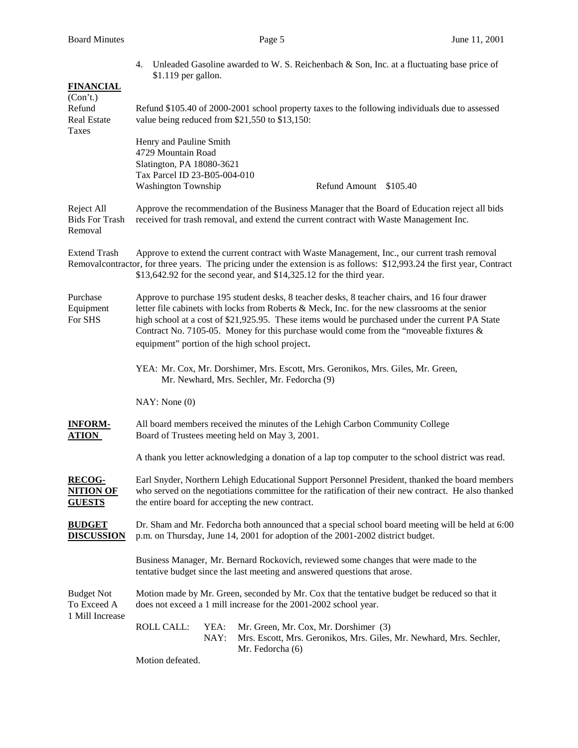4. Unleaded Gasoline awarded to W. S. Reichenbach & Son, Inc. at a fluctuating base price of $1.119 per gallon.

**FINANCIAL** (Con't.)

**Refund Real Estate Taxes**

Refund $105.40 of 2000-2001 school property taxes to the following individuals due to assessed value being reduced from $21,550 to $13,150:

Henry and Pauline Smith
4729 Mountain Road
Slatington, PA 18080-3621
Tax Parcel ID 23-B05-004-010
Washington Township — Refund Amount $105.40

**Reject All Bids For Trash Removal**

Approve the recommendation of the Business Manager that the Board of Education reject all bids received for trash removal, and extend the current contract with Waste Management Inc.

**Extend Trash Removal Contract**

Approve to extend the current contract with Waste Management, Inc., our current trash removal contractor, for three years. The pricing under the extension is as follows: $12,993.24 the first year, $13,642.92 for the second year, and $14,325.12 for the third year.

**Purchase Equipment For SHS**

Approve to purchase 195 student desks, 8 teacher desks, 8 teacher chairs, and 16 four drawer letter file cabinets with locks from Roberts & Meck, Inc. for the new classrooms at the senior high school at a cost of $21,925.95. These items would be purchased under the current PA State Contract No. 7105-05. Money for this purchase would come from the "moveable fixtures & equipment" portion of the high school project.

YEA: Mr. Cox, Mr. Dorshimer, Mrs. Escott, Mrs. Geronikos, Mrs. Giles, Mr. Green, Mr. Newhard, Mrs. Sechler, Mr. Fedorcha (9)

NAY: None (0)

## INFORMATION

All board members received the minutes of the Lehigh Carbon Community College Board of Trustees meeting held on May 3, 2001.

A thank you letter acknowledging a donation of a lap top computer to the school district was read.

## RECOGNITION OF GUESTS

Earl Snyder, Northern Lehigh Educational Support Personnel President, thanked the board members who served on the negotiations committee for the ratification of their new contract. He also thanked the entire board for accepting the new contract.

## BUDGET DISCUSSION

Dr. Sham and Mr. Fedorcha both announced that a special school board meeting will be held at 6:00 p.m. on Thursday, June 14, 2001 for adoption of the 2001-2002 district budget.

Business Manager, Mr. Bernard Rockovich, reviewed some changes that were made to the tentative budget since the last meeting and answered questions that arose.

**Budget Not To Exceed A 1 Mill Increase**

Motion made by Mr. Green, seconded by Mr. Cox that the tentative budget be reduced so that it does not exceed a 1 mill increase for the 2001-2002 school year.

ROLL CALL:
YEA: Mr. Green, Mr. Cox, Mr. Dorshimer (3)
NAY: Mrs. Escott, Mrs. Geronikos, Mrs. Giles, Mr. Newhard, Mrs. Sechler, Mr. Fedorcha (6)

Motion defeated.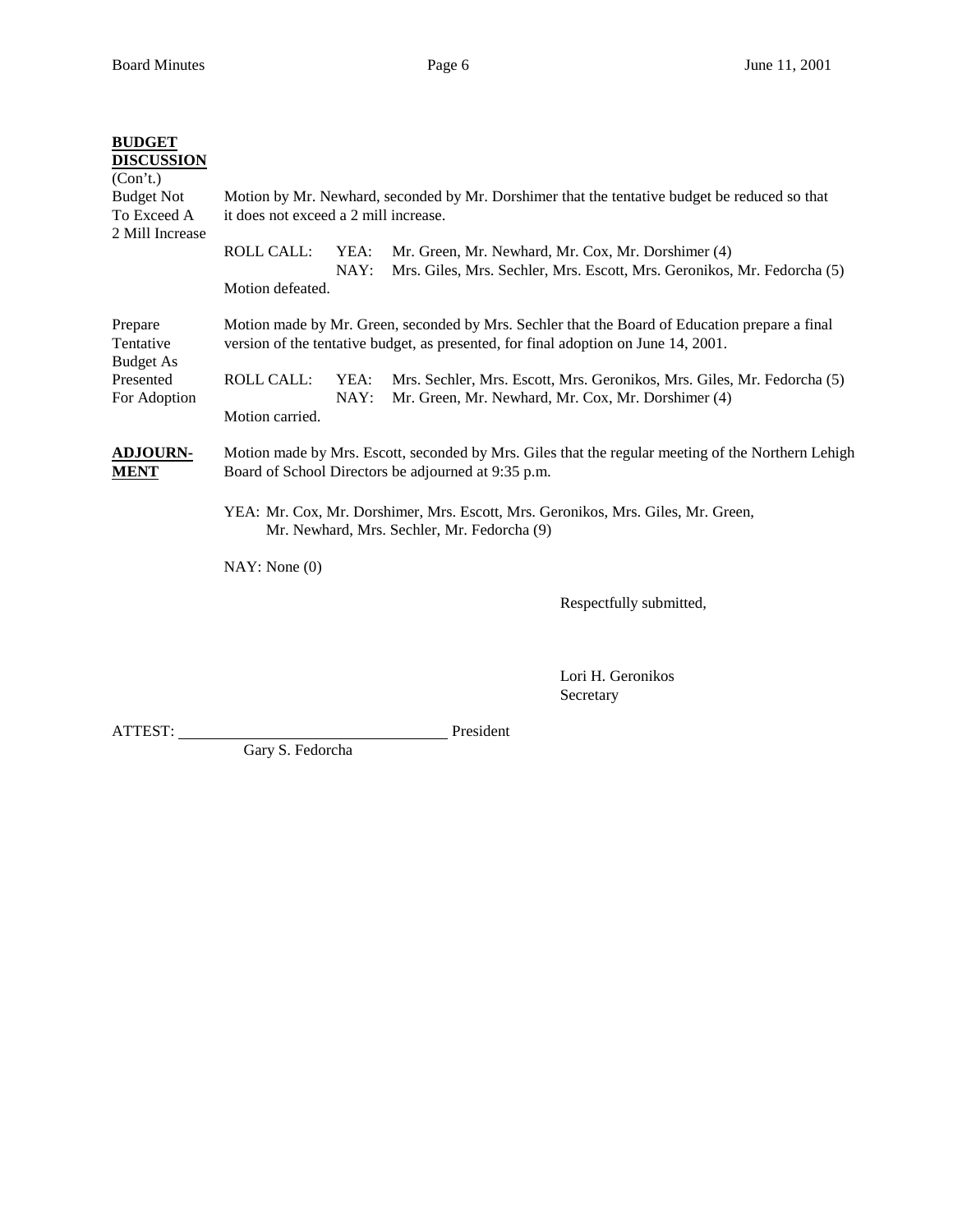**BUDGET DISCUSSION**
(Con't.)

Budget Not To Exceed A 2 Mill Increase

Motion by Mr. Newhard, seconded by Mr. Dorshimer that the tentative budget be reduced so that it does not exceed a 2 mill increase.

ROLL CALL: YEA: Mr. Green, Mr. Newhard, Mr. Cox, Mr. Dorshimer (4)
NAY: Mrs. Giles, Mrs. Sechler, Mrs. Escott, Mrs. Geronikos, Mr. Fedorcha (5)

Motion defeated.

Prepare Tentative Budget As Presented For Adoption

Motion made by Mr. Green, seconded by Mrs. Sechler that the Board of Education prepare a final version of the tentative budget, as presented, for final adoption on June 14, 2001.

ROLL CALL: YEA: Mrs. Sechler, Mrs. Escott, Mrs. Geronikos, Mrs. Giles, Mr. Fedorcha (5)
NAY: Mr. Green, Mr. Newhard, Mr. Cox, Mr. Dorshimer (4)

Motion carried.

**ADJOURNMENT**

Motion made by Mrs. Escott, seconded by Mrs. Giles that the regular meeting of the Northern Lehigh Board of School Directors be adjourned at 9:35 p.m.

YEA: Mr. Cox, Mr. Dorshimer, Mrs. Escott, Mrs. Geronikos, Mrs. Giles, Mr. Green, Mr. Newhard, Mrs. Sechler, Mr. Fedorcha (9)

NAY: None (0)

Respectfully submitted,

Lori H. Geronikos
Secretary

ATTEST: ________________________________ President
Gary S. Fedorcha